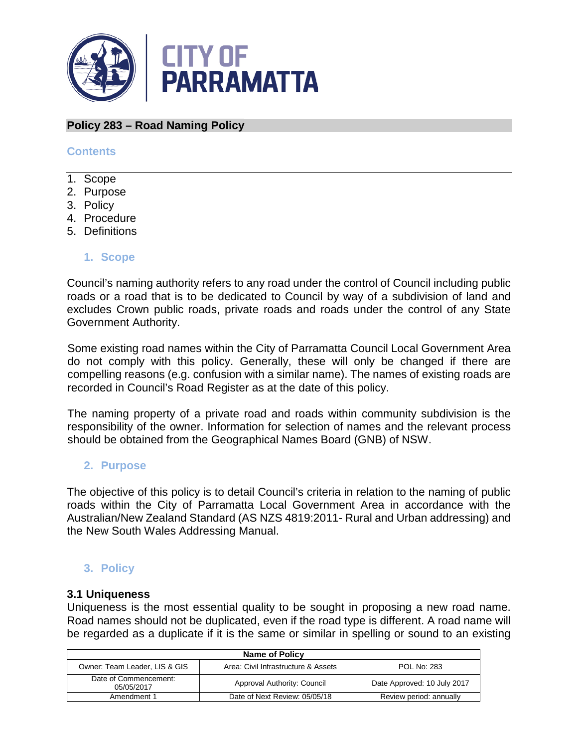CITY OF PARRAMATTA

## Policy 283 – Road Naming Policy

### Contents

1. Scope
2. Purpose
3. Policy
4. Procedure
5. Definitions

### 1. Scope

Council's naming authority refers to any road under the control of Council including public roads or a road that is to be dedicated to Council by way of a subdivision of land and excludes Crown public roads, private roads and roads under the control of any State Government Authority.

Some existing road names within the City of Parramatta Council Local Government Area do not comply with this policy. Generally, these will only be changed if there are compelling reasons (e.g. confusion with a similar name). The names of existing roads are recorded in Council's Road Register as at the date of this policy.

The naming property of a private road and roads within community subdivision is the responsibility of the owner. Information for selection of names and the relevant process should be obtained from the Geographical Names Board (GNB) of NSW.

### 2. Purpose

The objective of this policy is to detail Council's criteria in relation to the naming of public roads within the City of Parramatta Local Government Area in accordance with the Australian/New Zealand Standard (AS NZS 4819:2011- Rural and Urban addressing) and the New South Wales Addressing Manual.

### 3. Policy

**3.1 Uniqueness**

Uniqueness is the most essential quality to be sought in proposing a new road name. Road names should not be duplicated, even if the road type is different. A road name will be regarded as a duplicate if it is the same or similar in spelling or sound to an existing

| Name of Policy | | |
|---|---|---|
| Owner: Team Leader, LIS & GIS | Area: Civil Infrastructure & Assets | POL No: 283 |
| Date of Commencement: 05/05/2017 | Approval Authority: Council | Date Approved: 10 July 2017 |
| Amendment 1 | Date of Next Review: 05/05/18 | Review period: annually |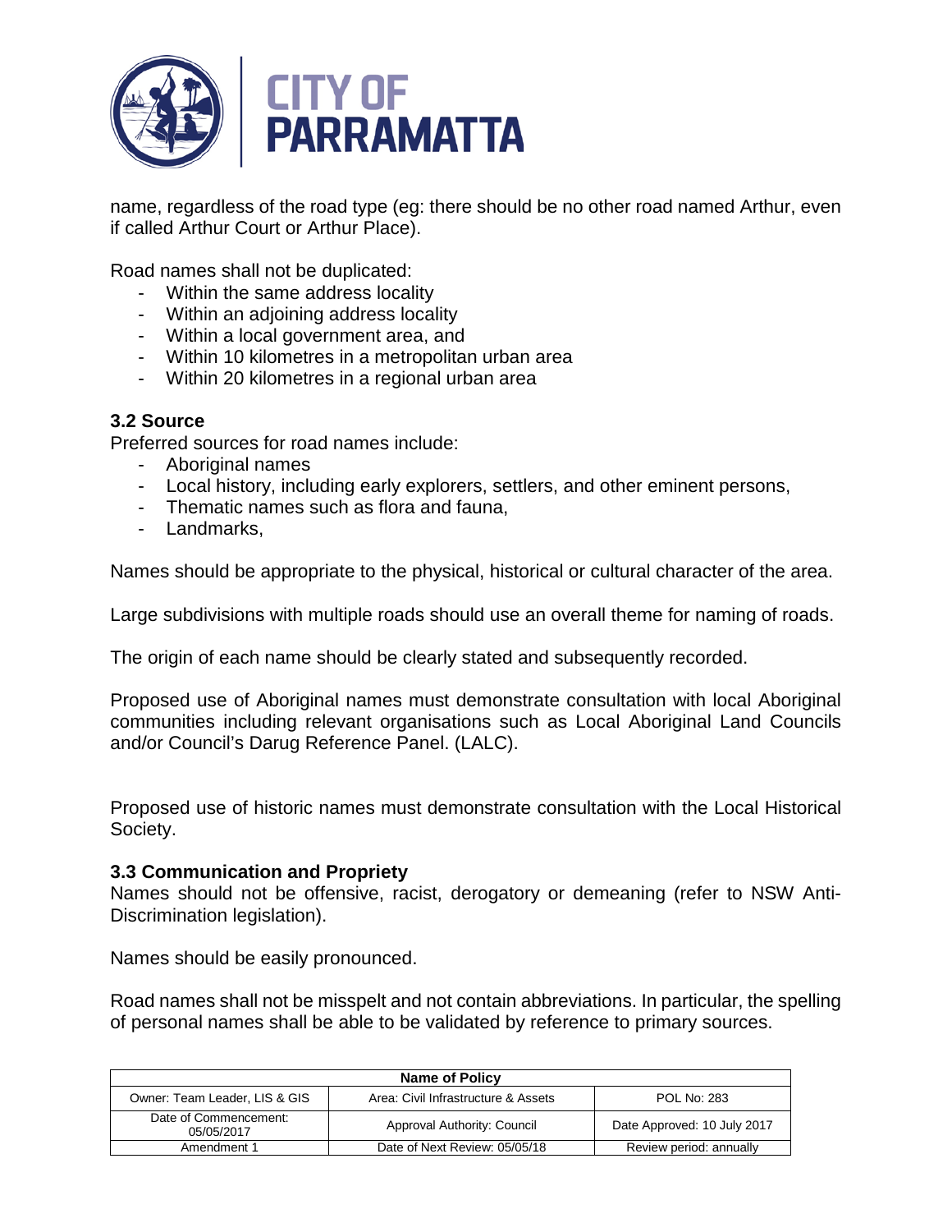name, regardless of the road type (eg: there should be no other road named Arthur, even if called Arthur Court or Arthur Place).

Road names shall not be duplicated:

- Within the same address locality
- Within an adjoining address locality
- Within a local government area, and
- Within 10 kilometres in a metropolitan urban area
- Within 20 kilometres in a regional urban area

### 3.2 Source

Preferred sources for road names include:

- Aboriginal names
- Local history, including early explorers, settlers, and other eminent persons,
- Thematic names such as flora and fauna,
- Landmarks,

Names should be appropriate to the physical, historical or cultural character of the area.

Large subdivisions with multiple roads should use an overall theme for naming of roads.

The origin of each name should be clearly stated and subsequently recorded.

Proposed use of Aboriginal names must demonstrate consultation with local Aboriginal communities including relevant organisations such as Local Aboriginal Land Councils and/or Council's Darug Reference Panel. (LALC).

Proposed use of historic names must demonstrate consultation with the Local Historical Society.

### 3.3 Communication and Propriety

Names should not be offensive, racist, derogatory or demeaning (refer to NSW Anti-Discrimination legislation).

Names should be easily pronounced.

Road names shall not be misspelt and not contain abbreviations. In particular, the spelling of personal names shall be able to be validated by reference to primary sources.

| Name of Policy | | |
|---|---|---|
| Owner: Team Leader, LIS & GIS | Area: Civil Infrastructure & Assets | POL No: 283 |
| Date of Commencement: 05/05/2017 | Approval Authority: Council | Date Approved: 10 July 2017 |
| Amendment 1 | Date of Next Review: 05/05/18 | Review period: annually |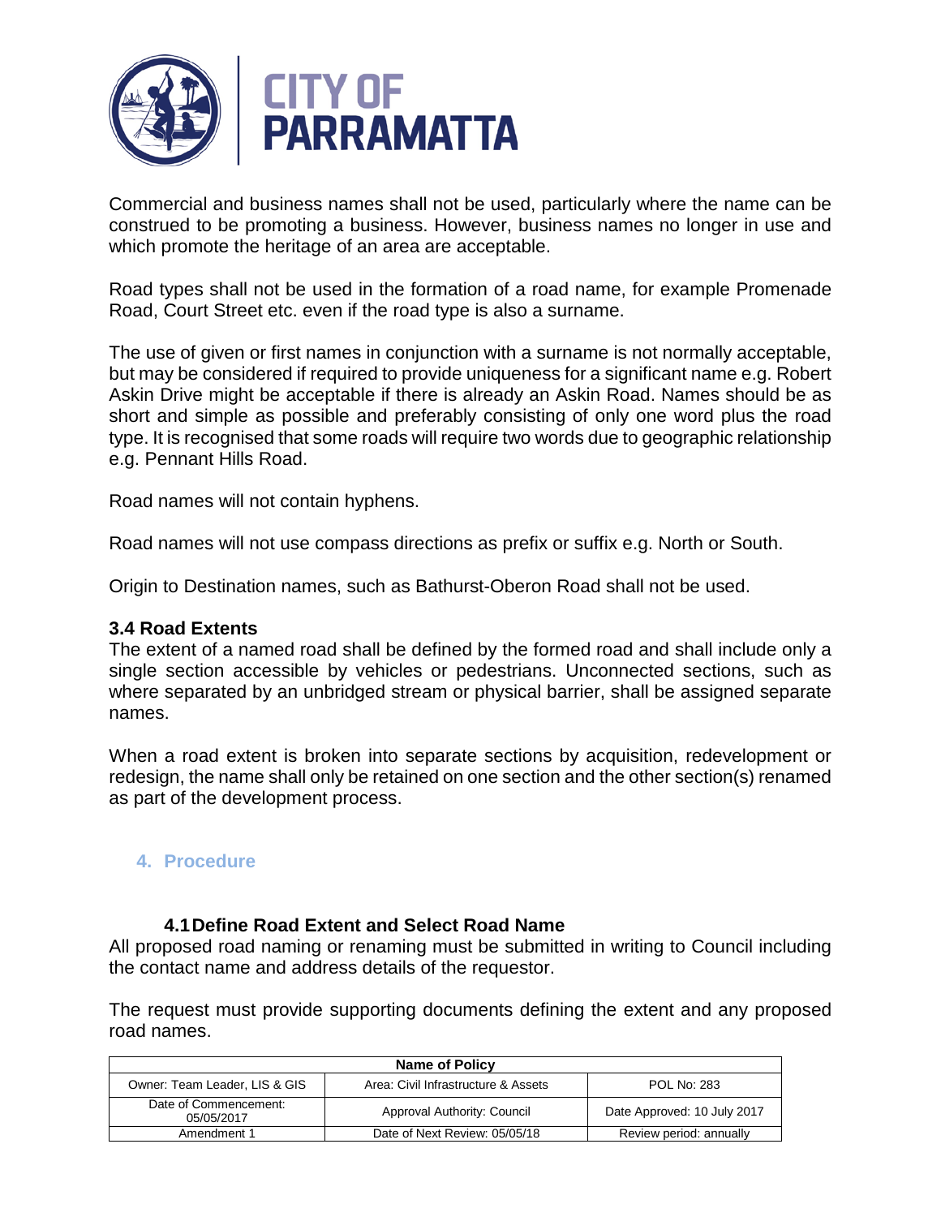Commercial and business names shall not be used, particularly where the name can be construed to be promoting a business. However, business names no longer in use and which promote the heritage of an area are acceptable.

Road types shall not be used in the formation of a road name, for example Promenade Road, Court Street etc. even if the road type is also a surname.

The use of given or first names in conjunction with a surname is not normally acceptable, but may be considered if required to provide uniqueness for a significant name e.g. Robert Askin Drive might be acceptable if there is already an Askin Road. Names should be as short and simple as possible and preferably consisting of only one word plus the road type. It is recognised that some roads will require two words due to geographic relationship e.g. Pennant Hills Road.

Road names will not contain hyphens.

Road names will not use compass directions as prefix or suffix e.g. North or South.

Origin to Destination names, such as Bathurst-Oberon Road shall not be used.

### 3.4 Road Extents

The extent of a named road shall be defined by the formed road and shall include only a single section accessible by vehicles or pedestrians. Unconnected sections, such as where separated by an unbridged stream or physical barrier, shall be assigned separate names.

When a road extent is broken into separate sections by acquisition, redevelopment or redesign, the name shall only be retained on one section and the other section(s) renamed as part of the development process.

## 4. Procedure

### 4.1 Define Road Extent and Select Road Name

All proposed road naming or renaming must be submitted in writing to Council including the contact name and address details of the requestor.

The request must provide supporting documents defining the extent and any proposed road names.

| Name of Policy | | |
|---|---|---|
| Owner: Team Leader, LIS & GIS | Area: Civil Infrastructure & Assets | POL No: 283 |
| Date of Commencement: 05/05/2017 | Approval Authority: Council | Date Approved: 10 July 2017 |
| Amendment 1 | Date of Next Review: 05/05/18 | Review period: annually |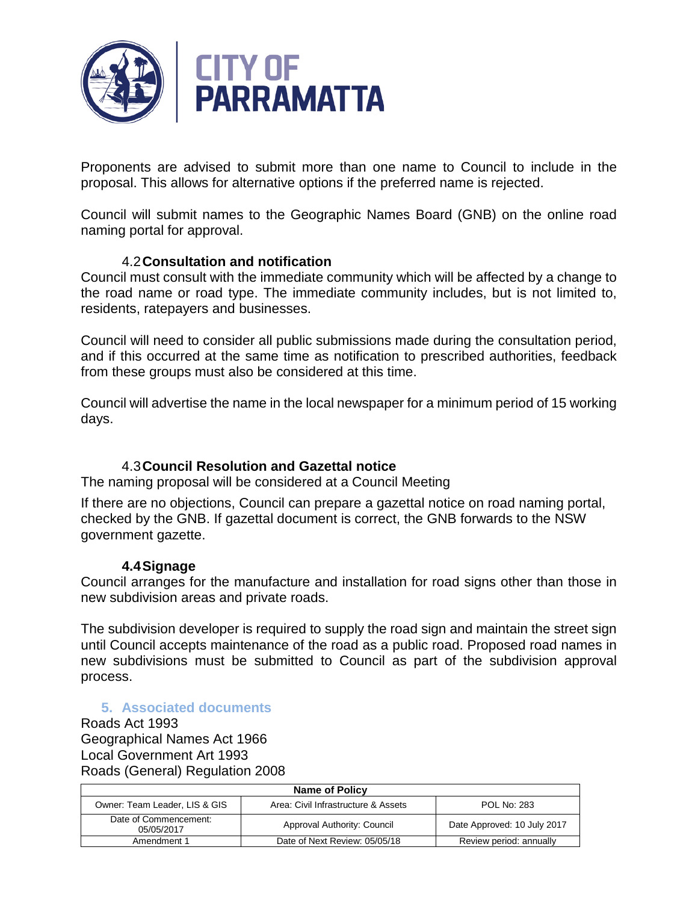Proponents are advised to submit more than one name to Council to include in the proposal. This allows for alternative options if the preferred name is rejected.

Council will submit names to the Geographic Names Board (GNB) on the online road naming portal for approval.

### 4.2 Consultation and notification

Council must consult with the immediate community which will be affected by a change to the road name or road type. The immediate community includes, but is not limited to, residents, ratepayers and businesses.

Council will need to consider all public submissions made during the consultation period, and if this occurred at the same time as notification to prescribed authorities, feedback from these groups must also be considered at this time.

Council will advertise the name in the local newspaper for a minimum period of 15 working days.

### 4.3 Council Resolution and Gazettal notice

The naming proposal will be considered at a Council Meeting

If there are no objections, Council can prepare a gazettal notice on road naming portal, checked by the GNB. If gazettal document is correct, the GNB forwards to the NSW government gazette.

### 4.4 Signage

Council arranges for the manufacture and installation for road signs other than those in new subdivision areas and private roads.

The subdivision developer is required to supply the road sign and maintain the street sign until Council accepts maintenance of the road as a public road. Proposed road names in new subdivisions must be submitted to Council as part of the subdivision approval process.

## 5. Associated documents

Roads Act 1993
Geographical Names Act 1966
Local Government Art 1993
Roads (General) Regulation 2008

| Name of Policy | | |
|---|---|---|
| Owner: Team Leader, LIS & GIS | Area: Civil Infrastructure & Assets | POL No: 283 |
| Date of Commencement: 05/05/2017 | Approval Authority: Council | Date Approved: 10 July 2017 |
| Amendment 1 | Date of Next Review: 05/05/18 | Review period: annually |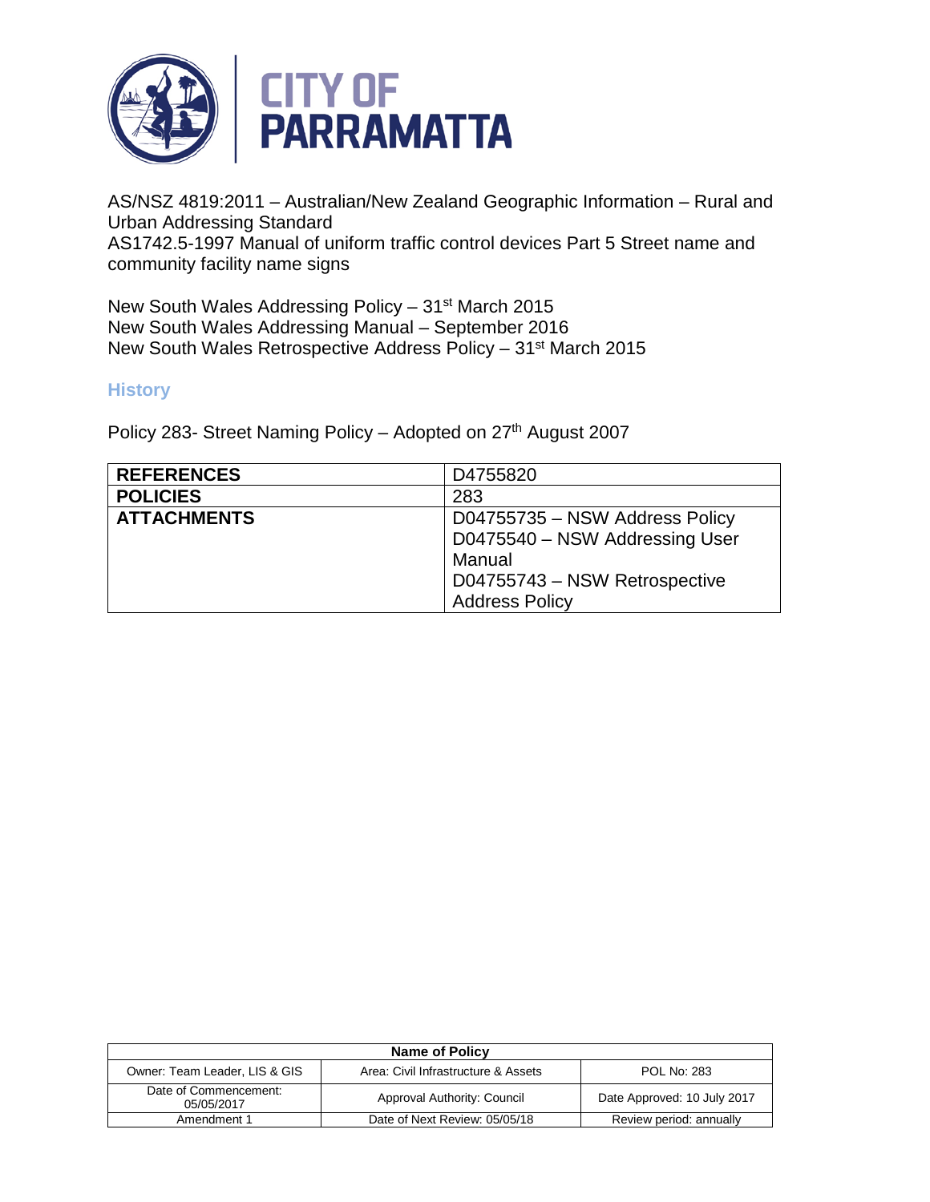AS/NSZ 4819:2011 – Australian/New Zealand Geographic Information – Rural and Urban Addressing Standard
AS1742.5-1997 Manual of uniform traffic control devices Part 5 Street name and community facility name signs

New South Wales Addressing Policy – 31st March 2015
New South Wales Addressing Manual – September 2016
New South Wales Retrospective Address Policy – 31st March 2015

## History

Policy 283- Street Naming Policy – Adopted on 27th August 2007

| | |
|---|---|
| **REFERENCES** | D4755820 |
| **POLICIES** | 283 |
| **ATTACHMENTS** | D04755735 – NSW Address Policy<br>D0475540 – NSW Addressing User Manual<br>D04755743 – NSW Retrospective Address Policy |

| **Name of Policy** | | |
|---|---|---|
| Owner: Team Leader, LIS & GIS | Area: Civil Infrastructure & Assets | POL No: 283 |
| Date of Commencement: 05/05/2017 | Approval Authority: Council | Date Approved: 10 July 2017 |
| Amendment 1 | Date of Next Review: 05/05/18 | Review period: annually |